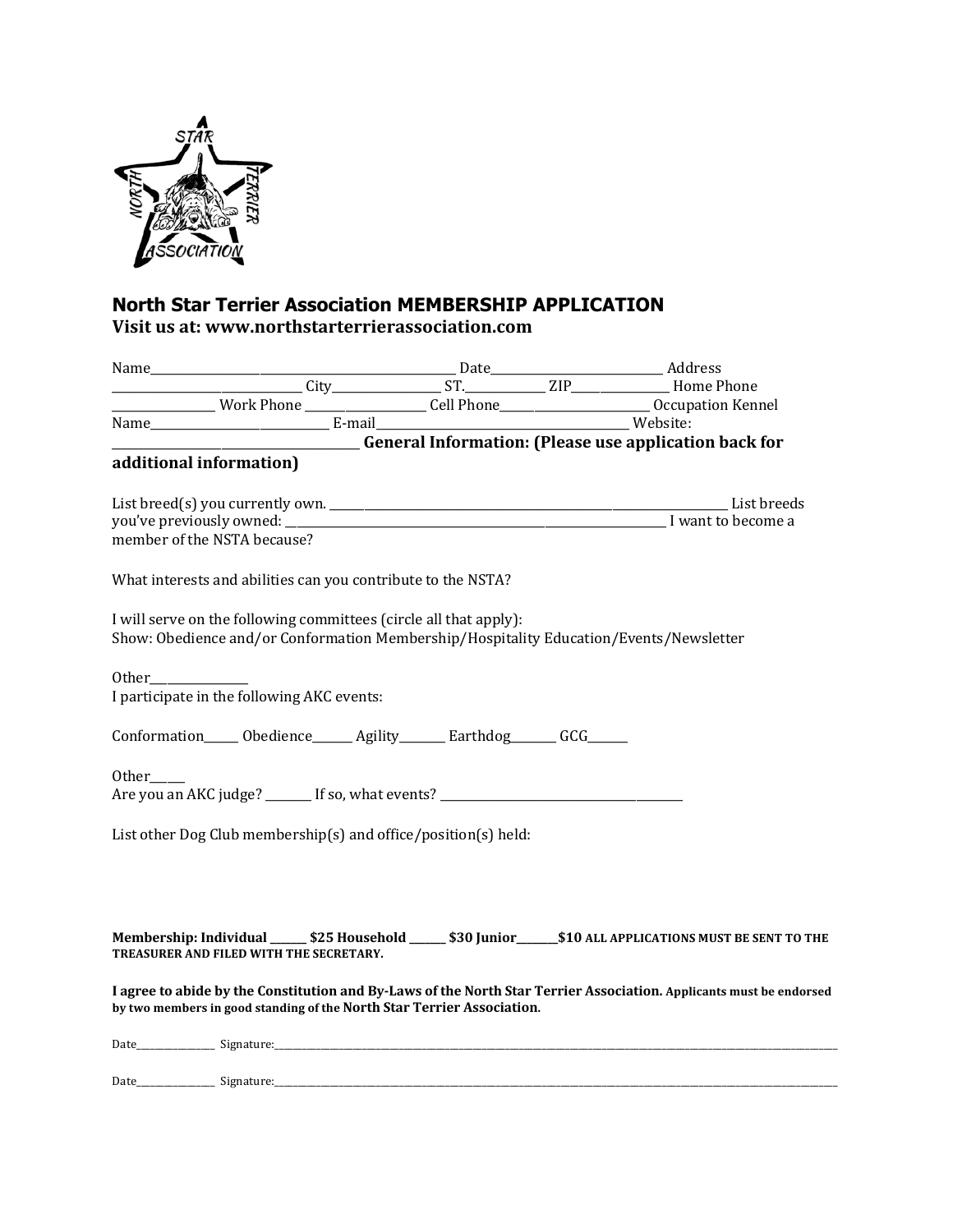## North Star Terrier Association MEMBERSHIP APPLICATION

**Visit us at: www.northstarterrierassociation.com**

Name_____________________________________________ Date________________________ Address
___________________________ City_______________ ST.___________ ZIP______________ Home Phone
_______________ Work Phone __________________ Cell Phone_____________________ Occupation Kennel
Name__________________________ E-mail_____________________________________ Website:
____________________________________ **General Information: (Please use application back for additional information)**

List breed(s) you currently own. ______________________________________________________________ List breeds you've previously owned: ___________________________________________________________ I want to become a member of the NSTA because?

What interests and abilities can you contribute to the NSTA?

I will serve on the following committees (circle all that apply):
Show: Obedience and/or Conformation Membership/Hospitality Education/Events/Newsletter

Other_____________
I participate in the following AKC events:

Conformation_____ Obedience______ Agility_______ Earthdog_______ GCG______

Other_____
Are you an AKC judge? _______ If so, what events? __________________________________

List other Dog Club membership(s) and office/position(s) held:

**Membership: Individual ______ $25 Household ______ $30 Junior_______$10 ALL APPLICATIONS MUST BE SENT TO THE TREASURER AND FILED WITH THE SECRETARY.**

**I agree to abide by the Constitution and By-Laws of the North Star Terrier Association. Applicants must be endorsed by two members in good standing of the North Star Terrier Association.**

Date______________ Signature:________________________________________________________________________________

Date______________ Signature:________________________________________________________________________________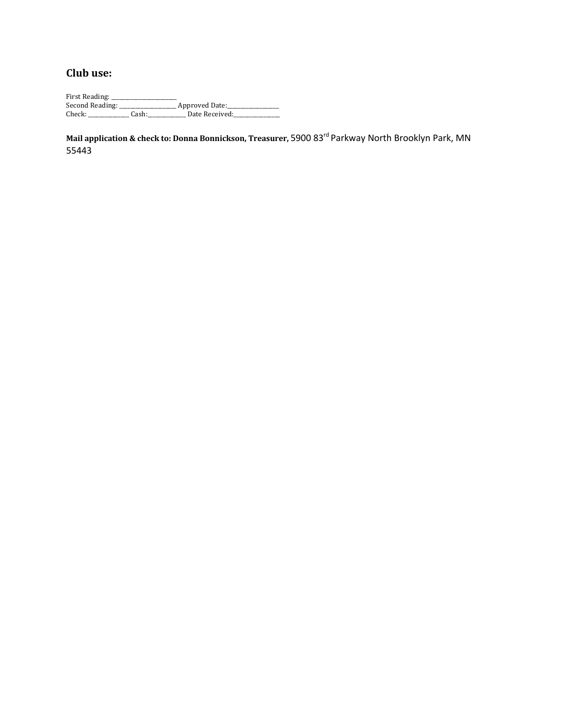## Club use:

First Reading: ______________________
Second Reading: ___________________ Approved Date:_________________
Check: _____________ Cash:____________ Date Received:______________

**Mail application & check to: Donna Bonnickson, Treasurer,** 5900 83rd Parkway North Brooklyn Park, MN 55443